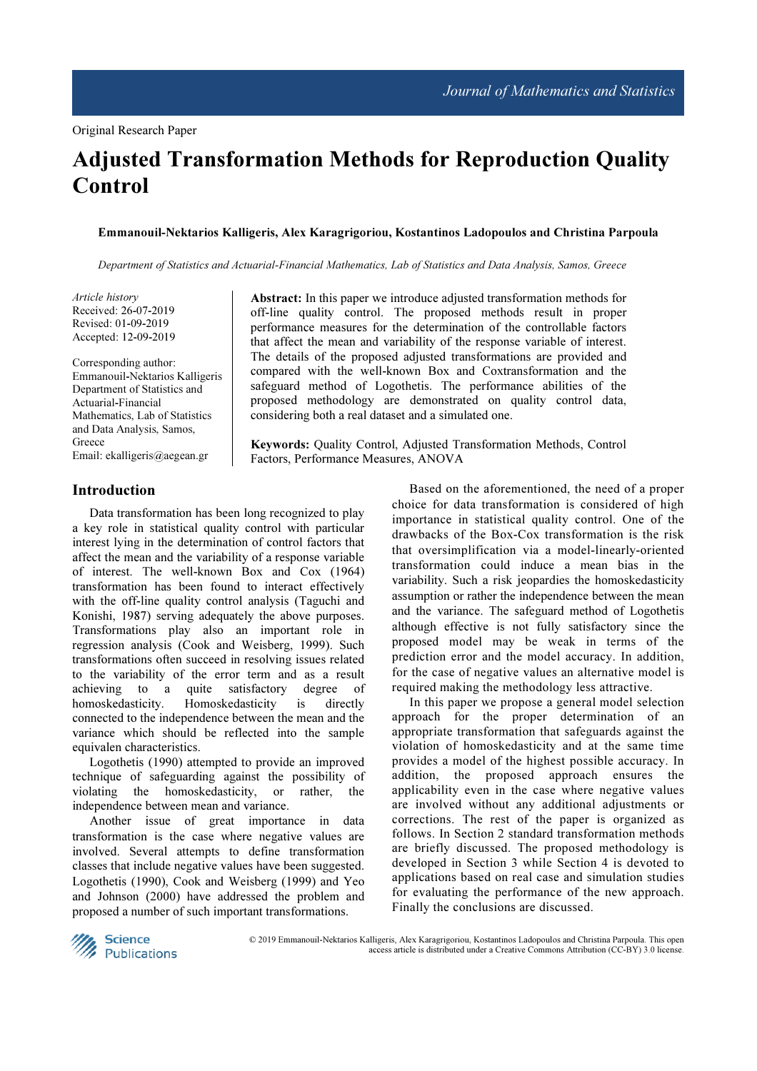Original Research Paper

# Adjusted Transformation Methods for Reproduction Quality Control

**Emmanouil-Nektarios Kalligeris, Alex Karagrigoriou, Kostantinos Ladopoulos and Christina Parpoula**

*Department of Statistics and Actuarial-Financial Mathematics, Lab of Statistics and Data Analysis, Samos, Greece*

*Article history*
Received: 26-07-2019
Revised: 01-09-2019
Accepted: 12-09-2019

Corresponding author:
Emmanouil-Nektarios Kalligeris
Department of Statistics and Actuarial-Financial Mathematics, Lab of Statistics and Data Analysis, Samos, Greece
Email: ekalligeris@aegean.gr

**Abstract:** In this paper we introduce adjusted transformation methods for off-line quality control. The proposed methods result in proper performance measures for the determination of the controllable factors that affect the mean and variability of the response variable of interest. The details of the proposed adjusted transformations are provided and compared with the well-known Box and Coxtransformation and the safeguard method of Logothetis. The performance abilities of the proposed methodology are demonstrated on quality control data, considering both a real dataset and a simulated one.

**Keywords:** Quality Control, Adjusted Transformation Methods, Control Factors, Performance Measures, ANOVA

## Introduction

Data transformation has been long recognized to play a key role in statistical quality control with particular interest lying in the determination of control factors that affect the mean and the variability of a response variable of interest. The well-known Box and Cox (1964) transformation has been found to interact effectively with the off-line quality control analysis (Taguchi and Konishi, 1987) serving adequately the above purposes. Transformations play also an important role in regression analysis (Cook and Weisberg, 1999). Such transformations often succeed in resolving issues related to the variability of the error term and as a result achieving to a quite satisfactory degree of homoskedasticity. Homoskedasticity is directly connected to the independence between the mean and the variance which should be reflected into the sample equivalen characteristics.

Logothetis (1990) attempted to provide an improved technique of safeguarding against the possibility of violating the homoskedasticity, or rather, the independence between mean and variance.

Another issue of great importance in data transformation is the case where negative values are involved. Several attempts to define transformation classes that include negative values have been suggested. Logothetis (1990), Cook and Weisberg (1999) and Yeo and Johnson (2000) have addressed the problem and proposed a number of such important transformations.

Based on the aforementioned, the need of a proper choice for data transformation is considered of high importance in statistical quality control. One of the drawbacks of the Box-Cox transformation is the risk that oversimplification via a model-linearly-oriented transformation could induce a mean bias in the variability. Such a risk jeopardies the homoskedasticity assumption or rather the independence between the mean and the variance. The safeguard method of Logothetis although effective is not fully satisfactory since the proposed model may be weak in terms of the prediction error and the model accuracy. In addition, for the case of negative values an alternative model is required making the methodology less attractive.

In this paper we propose a general model selection approach for the proper determination of an appropriate transformation that safeguards against the violation of homoskedasticity and at the same time provides a model of the highest possible accuracy. In addition, the proposed approach ensures the applicability even in the case where negative values are involved without any additional adjustments or corrections. The rest of the paper is organized as follows. In Section 2 standard transformation methods are briefly discussed. The proposed methodology is developed in Section 3 while Section 4 is devoted to applications based on real case and simulation studies for evaluating the performance of the new approach. Finally the conclusions are discussed.

© 2019 Emmanouil-Nektarios Kalligeris, Alex Karagrigoriou, Kostantinos Ladopoulos and Christina Parpoula. This open access article is distributed under a Creative Commons Attribution (CC-BY) 3.0 license.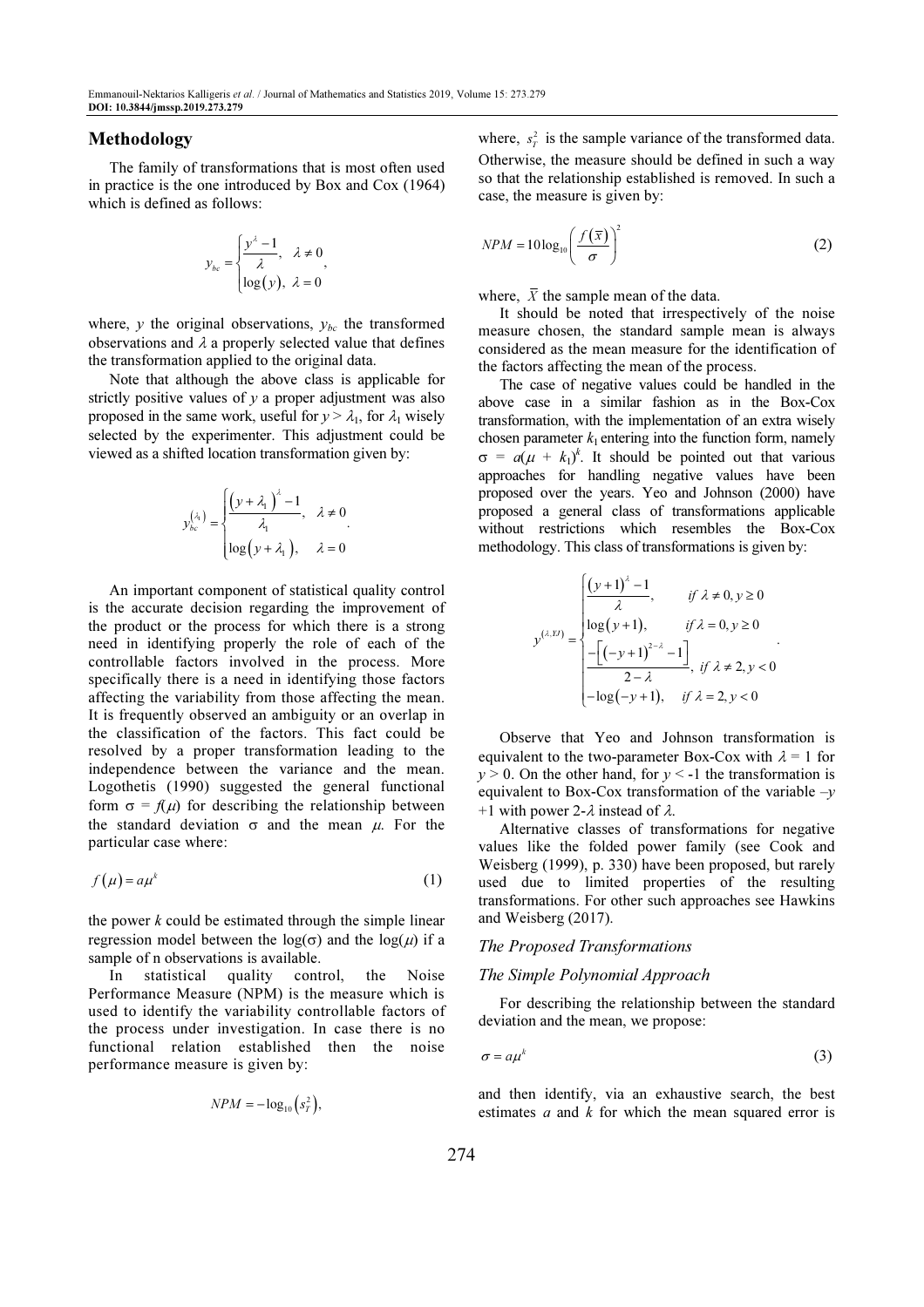## Methodology

The family of transformations that is most often used in practice is the one introduced by Box and Cox (1964) which is defined as follows:

$$y_{bc} = \begin{cases} \dfrac{y^{\lambda} - 1}{\lambda}, & \lambda \neq 0 \\ \log(y), & \lambda = 0 \end{cases},$$

where, $y$ the original observations, $y_{bc}$ the transformed observations and $\lambda$ a properly selected value that defines the transformation applied to the original data.

Note that although the above class is applicable for strictly positive values of $y$ a proper adjustment was also proposed in the same work, useful for $y > \lambda_1$, for $\lambda_1$ wisely selected by the experimenter. This adjustment could be viewed as a shifted location transformation given by:

$$y_{bc}^{(\lambda_1)} = \begin{cases} \dfrac{(y + \lambda_1)^{\lambda} - 1}{\lambda_1}, & \lambda \neq 0 \\ \log(y + \lambda_1), & \lambda = 0 \end{cases}.$$

An important component of statistical quality control is the accurate decision regarding the improvement of the product or the process for which there is a strong need in identifying properly the role of each of the controllable factors involved in the process. More specifically there is a need in identifying those factors affecting the variability from those affecting the mean. It is frequently observed an ambiguity or an overlap in the classification of the factors. This fact could be resolved by a proper transformation leading to the independence between the variance and the mean. Logothetis (1990) suggested the general functional form $\sigma = f(\mu)$ for describing the relationship between the standard deviation $\sigma$ and the mean $\mu$. For the particular case where:

$$f(\mu) = a\mu^{k} \tag{1}$$

the power $k$ could be estimated through the simple linear regression model between the $\log(\sigma)$ and the $\log(\mu)$ if a sample of n observations is available.

In statistical quality control, the Noise Performance Measure (NPM) is the measure which is used to identify the variability controllable factors of the process under investigation. In case there is no functional relation established then the noise performance measure is given by:

$$NPM = -\log_{10}\left(s_T^2\right),$$

where, $s_T^2$ is the sample variance of the transformed data. Otherwise, the measure should be defined in such a way so that the relationship established is removed. In such a case, the measure is given by:

$$NPM = 10\log_{10}\left(\frac{f(\bar{x})}{\sigma}\right)^2 \tag{2}$$

where, $\bar{X}$ the sample mean of the data.

It should be noted that irrespectively of the noise measure chosen, the standard sample mean is always considered as the mean measure for the identification of the factors affecting the mean of the process.

The case of negative values could be handled in the above case in a similar fashion as in the Box-Cox transformation, with the implementation of an extra wisely chosen parameter $k_1$ entering into the function form, namely $\sigma = a(\mu + k_1)^k$. It should be pointed out that various approaches for handling negative values have been proposed over the years. Yeo and Johnson (2000) have proposed a general class of transformations applicable without restrictions which resembles the Box-Cox methodology. This class of transformations is given by:

$$y^{(\lambda, YJ)} = \begin{cases} \dfrac{(y+1)^{\lambda} - 1}{\lambda}, & \text{if } \lambda \neq 0, y \geq 0 \\ \log(y+1), & \text{if } \lambda = 0, y \geq 0 \\ \dfrac{-\left[(-y+1)^{2-\lambda} - 1\right]}{2-\lambda}, & \text{if } \lambda \neq 2, y < 0 \\ -\log(-y+1), & \text{if } \lambda = 2, y < 0 \end{cases}.$$

Observe that Yeo and Johnson transformation is equivalent to the two-parameter Box-Cox with $\lambda = 1$ for $y > 0$. On the other hand, for $y < -1$ the transformation is equivalent to Box-Cox transformation of the variable $-y$ $+1$ with power $2-\lambda$ instead of $\lambda$.

Alternative classes of transformations for negative values like the folded power family (see Cook and Weisberg (1999), p. 330) have been proposed, but rarely used due to limited properties of the resulting transformations. For other such approaches see Hawkins and Weisberg (2017).

### The Proposed Transformations

### The Simple Polynomial Approach

For describing the relationship between the standard deviation and the mean, we propose:

$$\sigma = a\mu^{k} \tag{3}$$

and then identify, via an exhaustive search, the best estimates $a$ and $k$ for which the mean squared error is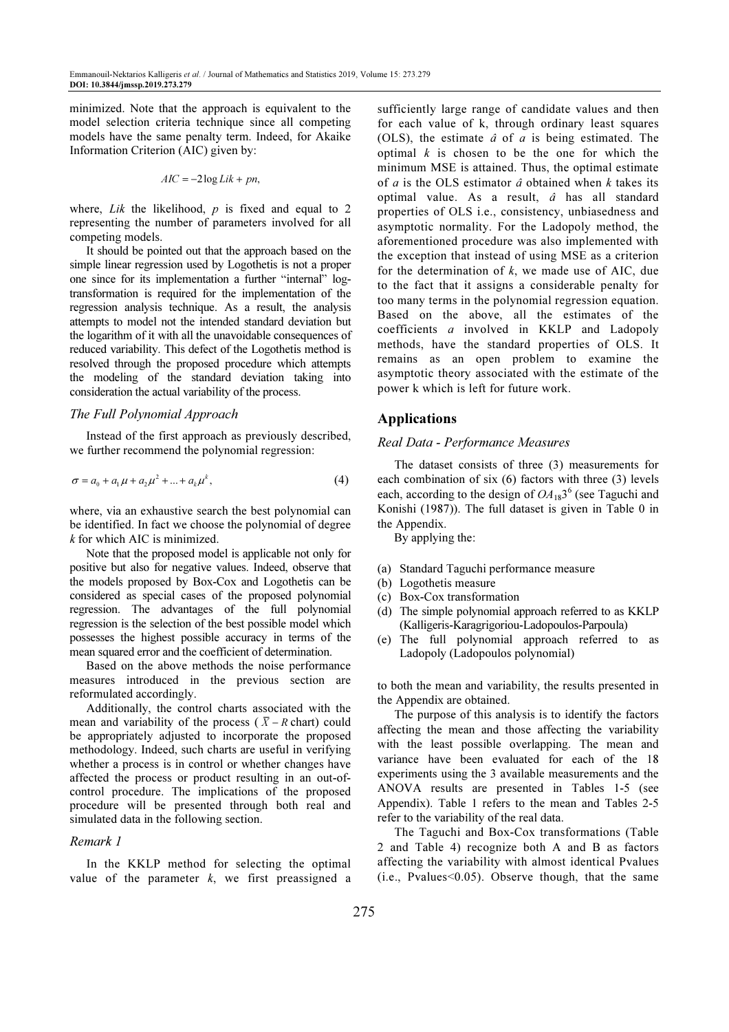minimized. Note that the approach is equivalent to the model selection criteria technique since all competing models have the same penalty term. Indeed, for Akaike Information Criterion (AIC) given by:

$$AIC = -2\log Lik + pn,$$

where, *Lik* the likelihood, *p* is fixed and equal to 2 representing the number of parameters involved for all competing models.

It should be pointed out that the approach based on the simple linear regression used by Logothetis is not a proper one since for its implementation a further "internal" log-transformation is required for the implementation of the regression analysis technique. As a result, the analysis attempts to model not the intended standard deviation but the logarithm of it with all the unavoidable consequences of reduced variability. This defect of the Logothetis method is resolved through the proposed procedure which attempts the modeling of the standard deviation taking into consideration the actual variability of the process.

### *The Full Polynomial Approach*

Instead of the first approach as previously described, we further recommend the polynomial regression:

$$\sigma = a_0 + a_1\mu + a_2\mu^2 + \ldots + a_k\mu^k, \tag{4}$$

where, via an exhaustive search the best polynomial can be identified. In fact we choose the polynomial of degree *k* for which AIC is minimized.

Note that the proposed model is applicable not only for positive but also for negative values. Indeed, observe that the models proposed by Box-Cox and Logothetis can be considered as special cases of the proposed polynomial regression. The advantages of the full polynomial regression is the selection of the best possible model which possesses the highest possible accuracy in terms of the mean squared error and the coefficient of determination.

Based on the above methods the noise performance measures introduced in the previous section are reformulated accordingly.

Additionally, the control charts associated with the mean and variability of the process ($\bar{X} - R$ chart) could be appropriately adjusted to incorporate the proposed methodology. Indeed, such charts are useful in verifying whether a process is in control or whether changes have affected the process or product resulting in an out-of-control procedure. The implications of the proposed procedure will be presented through both real and simulated data in the following section.

### *Remark 1*

In the KKLP method for selecting the optimal value of the parameter *k*, we first preassigned a sufficiently large range of candidate values and then for each value of k, through ordinary least squares (OLS), the estimate $\hat{a}$ of *a* is being estimated. The optimal *k* is chosen to be the one for which the minimum MSE is attained. Thus, the optimal estimate of *a* is the OLS estimator $\hat{a}$ obtained when *k* takes its optimal value. As a result, $\hat{a}$ has all standard properties of OLS i.e., consistency, unbiasedness and asymptotic normality. For the Ladopoly method, the aforementioned procedure was also implemented with the exception that instead of using MSE as a criterion for the determination of *k*, we made use of AIC, due to the fact that it assigns a considerable penalty for too many terms in the polynomial regression equation. Based on the above, all the estimates of the coefficients *a* involved in KKLP and Ladopoly methods, have the standard properties of OLS. It remains as an open problem to examine the asymptotic theory associated with the estimate of the power k which is left for future work.

## Applications

### *Real Data - Performance Measures*

The dataset consists of three (3) measurements for each combination of six (6) factors with three (3) levels each, according to the design of $OA_{18}3^6$ (see Taguchi and Konishi (1987)). The full dataset is given in Table 0 in the Appendix.

By applying the:

(a) Standard Taguchi performance measure
(b) Logothetis measure
(c) Box-Cox transformation
(d) The simple polynomial approach referred to as KKLP (Kalligeris-Karagrigoriou-Ladopoulos-Parpoula)
(e) The full polynomial approach referred to as Ladopoly (Ladopoulos polynomial)

to both the mean and variability, the results presented in the Appendix are obtained.

The purpose of this analysis is to identify the factors affecting the mean and those affecting the variability with the least possible overlapping. The mean and variance have been evaluated for each of the 18 experiments using the 3 available measurements and the ANOVA results are presented in Tables 1-5 (see Appendix). Table 1 refers to the mean and Tables 2-5 refer to the variability of the real data.

The Taguchi and Box-Cox transformations (Table 2 and Table 4) recognize both A and B as factors affecting the variability with almost identical Pvalues (i.e., Pvalues<0.05). Observe though, that the same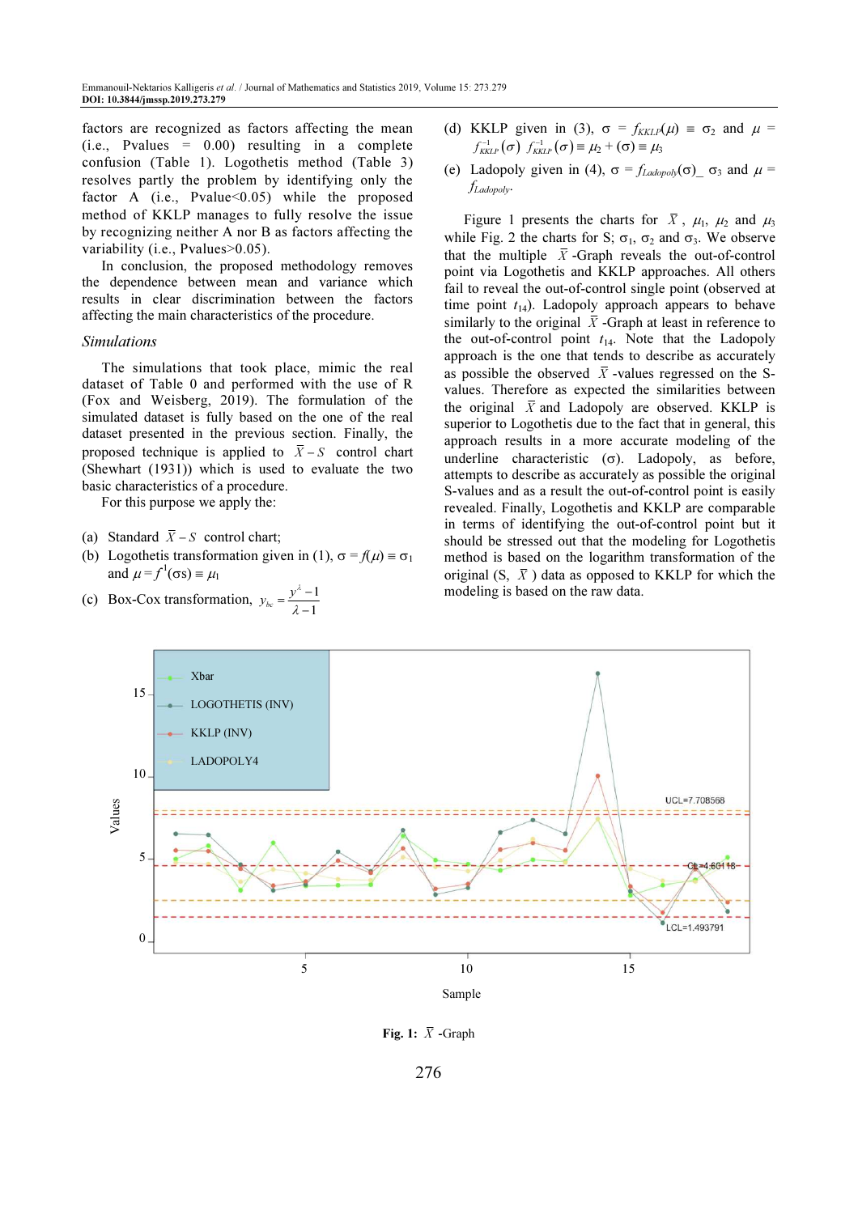factors are recognized as factors affecting the mean (i.e., Pvalues = 0.00) resulting in a complete confusion (Table 1). Logothetis method (Table 3) resolves partly the problem by identifying only the factor A (i.e., Pvalue<0.05) while the proposed method of KKLP manages to fully resolve the issue by recognizing neither A nor B as factors affecting the variability (i.e., Pvalues>0.05).

In conclusion, the proposed methodology removes the dependence between mean and variance which results in clear discrimination between the factors affecting the main characteristics of the procedure.

### Simulations

The simulations that took place, mimic the real dataset of Table 0 and performed with the use of R (Fox and Weisberg, 2019). The formulation of the simulated dataset is fully based on the one of the real dataset presented in the previous section. Finally, the proposed technique is applied to $\bar{X}-S$ control chart (Shewhart (1931)) which is used to evaluate the two basic characteristics of a procedure.

For this purpose we apply the:

(a) Standard $\bar{X}-S$ control chart;

(b) Logothetis transformation given in (1), $\sigma = f(\mu) \equiv \sigma_1$ and $\mu = f^{1}(\sigma s) \equiv \mu_1$

(c) Box-Cox transformation, $y_{bc} = \dfrac{y^{\lambda}-1}{\lambda-1}$

(d) KKLP given in (3), $\sigma = f_{KKLP}(\mu) \equiv \sigma_2$ and $\mu = f_{KKLP}^{-1}(\sigma)$ $f_{KKLP}^{-1}(\sigma) \equiv \mu_2 + (\sigma) \equiv \mu_3$

(e) Ladopoly given in (4), $\sigma = f_{Ladopoly}(\sigma)\_\ \sigma_3$ and $\mu = f_{Ladopoly}$.

Figure 1 presents the charts for $\bar{X}$, $\mu_1$, $\mu_2$ and $\mu_3$ while Fig. 2 the charts for S; $\sigma_1$, $\sigma_2$ and $\sigma_3$. We observe that the multiple $\bar{X}$-Graph reveals the out-of-control point via Logothetis and KKLP approaches. All others fail to reveal the out-of-control single point (observed at time point $t_{14}$). Ladopoly approach appears to behave similarly to the original $\bar{X}$-Graph at least in reference to the out-of-control point $t_{14}$. Note that the Ladopoly approach is the one that tends to describe as accurately as possible the observed $\bar{X}$-values regressed on the S-values. Therefore as expected the similarities between the original $\bar{X}$ and Ladopoly are observed. KKLP is superior to Logothetis due to the fact that in general, this approach results in a more accurate modeling of the underline characteristic ($\sigma$). Ladopoly, as before, attempts to describe as accurately as possible the original S-values and as a result the out-of-control point is easily revealed. Finally, Logothetis and KKLP are comparable in terms of identifying the out-of-control point but it should be stressed out that the modeling for Logothetis method is based on the logarithm transformation of the original (S, $\bar{X}$) data as opposed to KKLP for which the modeling is based on the raw data.

**Fig. 1:** $\bar{X}$-Graph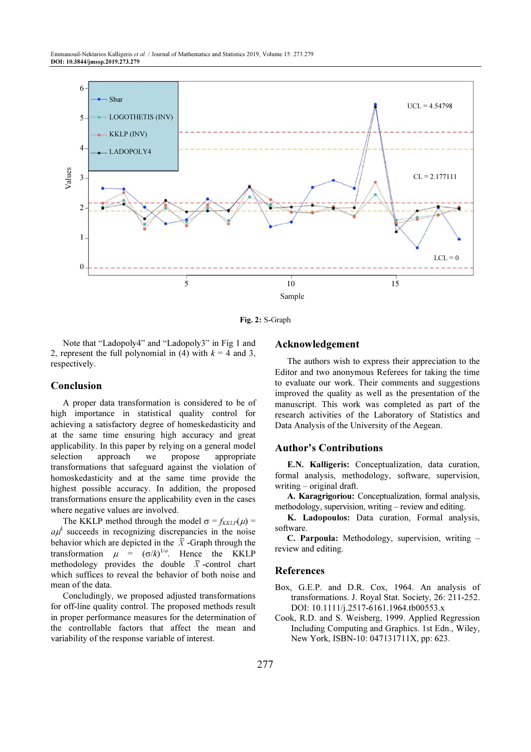Fig. 2: S-Graph

Note that "Ladopoly4" and "Ladopoly3" in Fig 1 and 2, represent the full polynomial in (4) with $k$ = 4 and 3, respectively.

## Conclusion

A proper data transformation is considered to be of high importance in statistical quality control for achieving a satisfactory degree of homeskedasticity and at the same time ensuring high accuracy and great applicability. In this paper by relying on a general model selection approach we propose appropriate transformations that safeguard against the violation of homoskedasticity and at the same time provide the highest possible accuracy. In addition, the proposed transformations ensure the applicability even in the cases where negative values are involved.

The KKLP method through the model $\sigma = f_{KKLP}(\mu) = a\mu^k$ succeeds in recognizing discrepancies in the noise behavior which are depicted in the $\bar{X}$ -Graph through the transformation $\mu = (\sigma/k)^{1/a}$. Hence the KKLP methodology provides the double $\bar{X}$ -control chart which suffices to reveal the behavior of both noise and mean of the data.

Concludingly, we proposed adjusted transformations for off-line quality control. The proposed methods result in proper performance measures for the determination of the controllable factors that affect the mean and variability of the response variable of interest.

## Acknowledgement

The authors wish to express their appreciation to the Editor and two anonymous Referees for taking the time to evaluate our work. Their comments and suggestions improved the quality as well as the presentation of the manuscript. This work was completed as part of the research activities of the Laboratory of Statistics and Data Analysis of the University of the Aegean.

## Author's Contributions

**E.N. Kalligeris:** Conceptualization, data curation, formal analysis, methodology, software, supervision, writing – original draft.

**A. Karagrigoriou:** Conceptualization, formal analysis, methodology, supervision, writing – review and editing.

**K. Ladopoulos:** Data curation, Formal analysis, software.

**C. Parpoula:** Methodology, supervision, writing – review and editing.

## References

Box, G.E.P. and D.R. Cox, 1964. An analysis of transformations. J. Royal Stat. Society, 26: 211-252. DOI: 10.1111/j.2517-6161.1964.tb00553.x

Cook, R.D. and S. Weisberg, 1999. Applied Regression Including Computing and Graphics. 1st Edn., Wiley, New York, ISBN-10: 047131711X, pp: 623.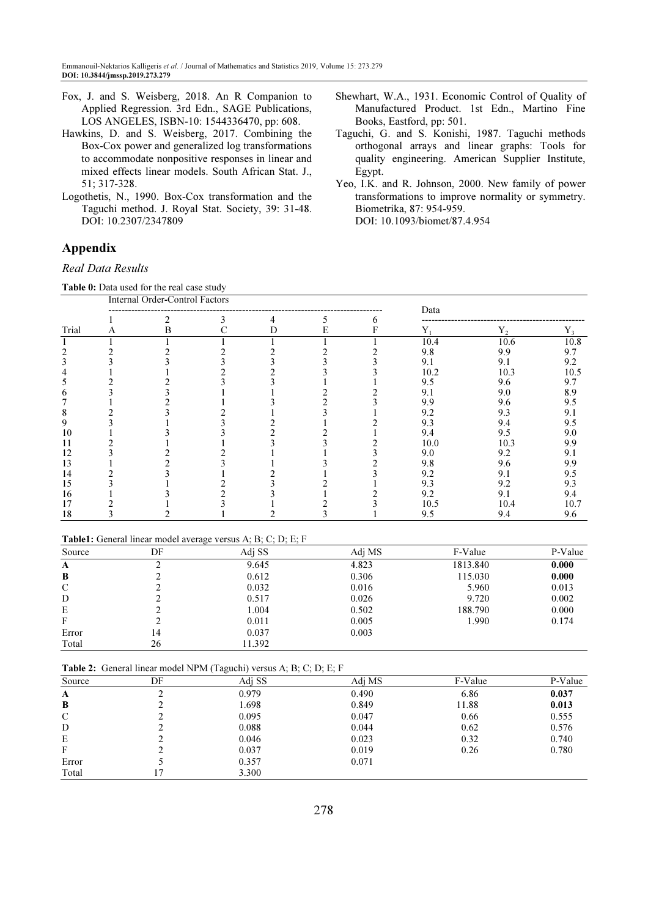Fox, J. and S. Weisberg, 2018. An R Companion to Applied Regression. 3rd Edn., SAGE Publications, LOS ANGELES, ISBN-10: 1544336470, pp: 608.

Hawkins, D. and S. Weisberg, 2017. Combining the Box-Cox power and generalized log transformations to accommodate nonpositive responses in linear and mixed effects linear models. South African Stat. J., 51; 317-328.

Logothetis, N., 1990. Box-Cox transformation and the Taguchi method. J. Royal Stat. Society, 39: 31-48. DOI: 10.2307/2347809

Shewhart, W.A., 1931. Economic Control of Quality of Manufactured Product. 1st Edn., Martino Fine Books, Eastford, pp: 501.

Taguchi, G. and S. Konishi, 1987. Taguchi methods orthogonal arrays and linear graphs: Tools for quality engineering. American Supplier Institute, Egypt.

Yeo, I.K. and R. Johnson, 2000. New family of power transformations to improve normality or symmetry. Biometrika, 87: 954-959. DOI: 10.1093/biomet/87.4.954

## Appendix

### *Real Data Results*

**Table 0:** Data used for the real case study

| | Internal Order-Control Factors | | | | | | Data | | |
|---|---|---|---|---|---|---|---|---|---|
| | 1 | 2 | 3 | 4 | 5 | 6 | | | |
| Trial | A | B | C | D | E | F | $Y_1$ | $Y_2$ | $Y_3$ |
| 1 | 1 | 1 | 1 | 1 | 1 | 1 | 10.4 | 10.6 | 10.8 |
| 2 | 2 | 2 | 2 | 2 | 2 | 2 | 9.8 | 9.9 | 9.7 |
| 3 | 3 | 3 | 3 | 3 | 3 | 3 | 9.1 | 9.1 | 9.2 |
| 4 | 1 | 1 | 2 | 2 | 3 | 3 | 10.2 | 10.3 | 10.5 |
| 5 | 2 | 2 | 3 | 3 | 1 | 1 | 9.5 | 9.6 | 9.7 |
| 6 | 3 | 3 | 1 | 1 | 2 | 2 | 9.1 | 9.0 | 8.9 |
| 7 | 1 | 2 | 1 | 3 | 2 | 3 | 9.9 | 9.6 | 9.5 |
| 8 | 2 | 3 | 2 | 1 | 3 | 1 | 9.2 | 9.3 | 9.1 |
| 9 | 3 | 1 | 3 | 2 | 1 | 2 | 9.3 | 9.4 | 9.5 |
| 10 | 1 | 3 | 3 | 2 | 2 | 1 | 9.4 | 9.5 | 9.0 |
| 11 | 2 | 1 | 1 | 3 | 3 | 2 | 10.0 | 10.3 | 9.9 |
| 12 | 3 | 2 | 2 | 1 | 1 | 3 | 9.0 | 9.2 | 9.1 |
| 13 | 1 | 2 | 3 | 1 | 3 | 2 | 9.8 | 9.6 | 9.9 |
| 14 | 2 | 3 | 1 | 2 | 1 | 3 | 9.2 | 9.1 | 9.5 |
| 15 | 3 | 1 | 2 | 3 | 2 | 1 | 9.3 | 9.2 | 9.3 |
| 16 | 1 | 3 | 2 | 3 | 1 | 2 | 9.2 | 9.1 | 9.4 |
| 17 | 2 | 1 | 3 | 1 | 2 | 3 | 10.5 | 10.4 | 10.7 |
| 18 | 3 | 2 | 1 | 2 | 3 | 1 | 9.5 | 9.4 | 9.6 |

**Table1:** General linear model average versus A; B; C; D; E; F

| Source | DF | Adj SS | Adj MS | F-Value | P-Value |
|---|---|---|---|---|---|
| **A** | 2 | 9.645 | 4.823 | 1813.840 | **0.000** |
| **B** | 2 | 0.612 | 0.306 | 115.030 | **0.000** |
| C | 2 | 0.032 | 0.016 | 5.960 | 0.013 |
| D | 2 | 0.517 | 0.026 | 9.720 | 0.002 |
| E | 2 | 1.004 | 0.502 | 188.790 | 0.000 |
| F | 2 | 0.011 | 0.005 | 1.990 | 0.174 |
| Error | 14 | 0.037 | 0.003 | | |
| Total | 26 | 11.392 | | | |

**Table 2:** General linear model NPM (Taguchi) versus A; B; C; D; E; F

| Source | DF | Adj SS | Adj MS | F-Value | P-Value |
|---|---|---|---|---|---|
| **A** | 2 | 0.979 | 0.490 | 6.86 | **0.037** |
| **B** | 2 | 1.698 | 0.849 | 11.88 | **0.013** |
| C | 2 | 0.095 | 0.047 | 0.66 | 0.555 |
| D | 2 | 0.088 | 0.044 | 0.62 | 0.576 |
| E | 2 | 0.046 | 0.023 | 0.32 | 0.740 |
| F | 2 | 0.037 | 0.019 | 0.26 | 0.780 |
| Error | 5 | 0.357 | 0.071 | | |
| Total | 17 | 3.300 | | | |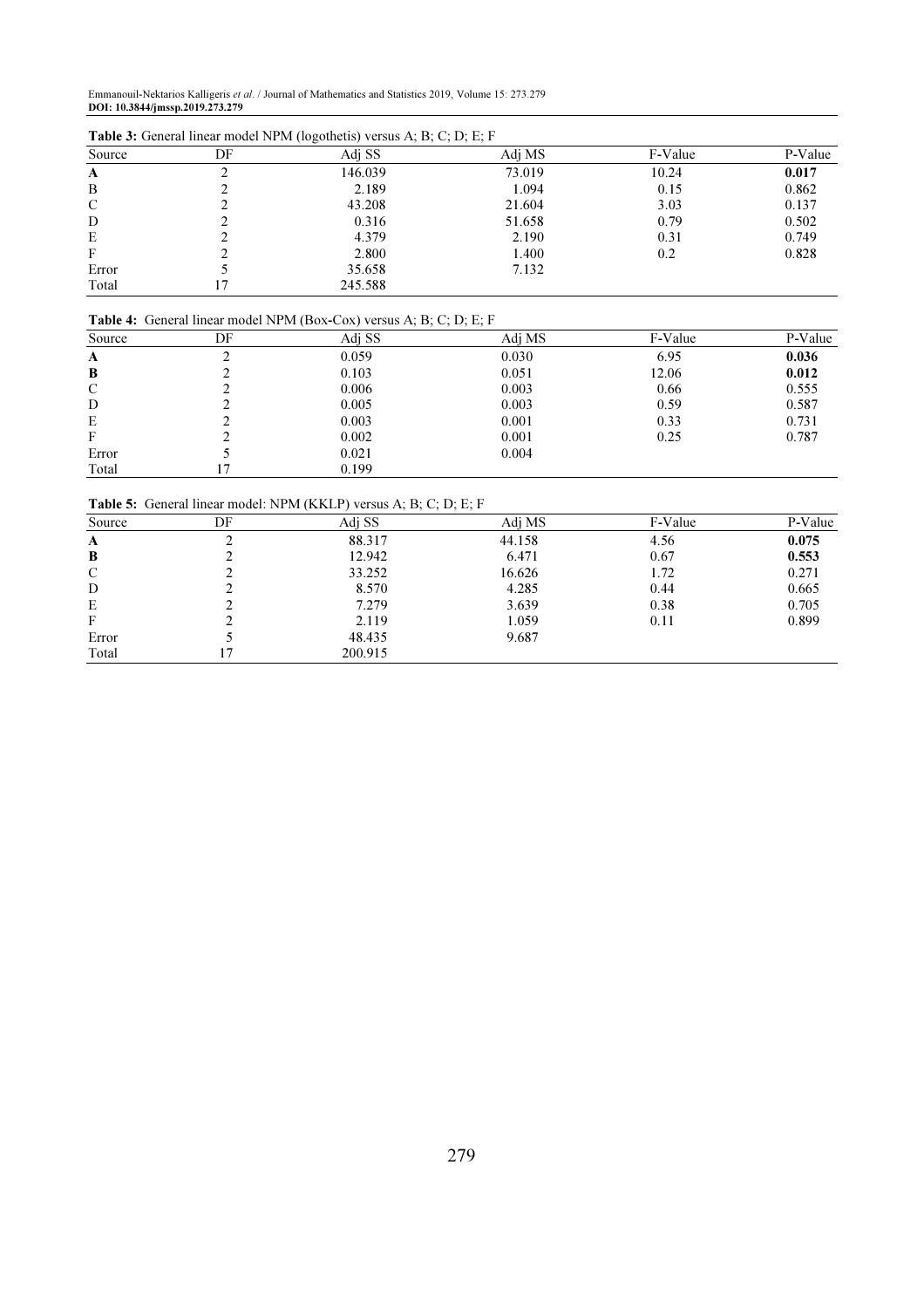**Table 3:** General linear model NPM (logothetis) versus A; B; C; D; E; F

| Source | DF | Adj SS | Adj MS | F-Value | P-Value |
|---|---|---|---|---|---|
| **A** | 2 | 146.039 | 73.019 | 10.24 | **0.017** |
| B | 2 | 2.189 | 1.094 | 0.15 | 0.862 |
| C | 2 | 43.208 | 21.604 | 3.03 | 0.137 |
| D | 2 | 0.316 | 51.658 | 0.79 | 0.502 |
| E | 2 | 4.379 | 2.190 | 0.31 | 0.749 |
| F | 2 | 2.800 | 1.400 | 0.2 | 0.828 |
| Error | 5 | 35.658 | 7.132 | | |
| Total | 17 | 245.588 | | | |

**Table 4:** General linear model NPM (Box-Cox) versus A; B; C; D; E; F

| Source | DF | Adj SS | Adj MS | F-Value | P-Value |
|---|---|---|---|---|---|
| **A** | 2 | 0.059 | 0.030 | 6.95 | **0.036** |
| **B** | 2 | 0.103 | 0.051 | 12.06 | **0.012** |
| C | 2 | 0.006 | 0.003 | 0.66 | 0.555 |
| D | 2 | 0.005 | 0.003 | 0.59 | 0.587 |
| E | 2 | 0.003 | 0.001 | 0.33 | 0.731 |
| F | 2 | 0.002 | 0.001 | 0.25 | 0.787 |
| Error | 5 | 0.021 | 0.004 | | |
| Total | 17 | 0.199 | | | |

**Table 5:** General linear model: NPM (KKLP) versus A; B; C; D; E; F

| Source | DF | Adj SS | Adj MS | F-Value | P-Value |
|---|---|---|---|---|---|
| **A** | 2 | 88.317 | 44.158 | 4.56 | **0.075** |
| **B** | 2 | 12.942 | 6.471 | 0.67 | **0.553** |
| C | 2 | 33.252 | 16.626 | 1.72 | 0.271 |
| D | 2 | 8.570 | 4.285 | 0.44 | 0.665 |
| E | 2 | 7.279 | 3.639 | 0.38 | 0.705 |
| F | 2 | 2.119 | 1.059 | 0.11 | 0.899 |
| Error | 5 | 48.435 | 9.687 | | |
| Total | 17 | 200.915 | | | |